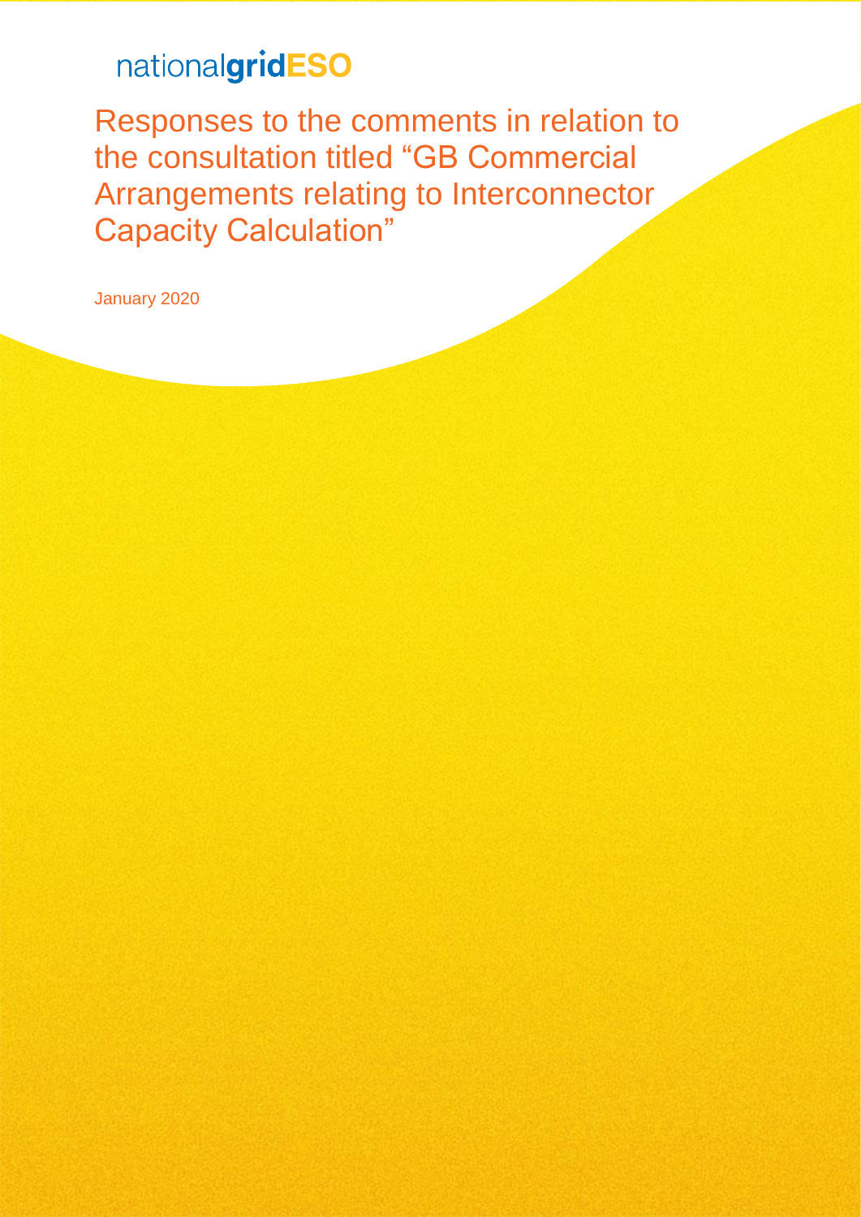nationalgridESO

# Responses to the comments in relation to the consultation titled “GB Commercial Arrangements relating to Interconnector Capacity Calculation”

January 2020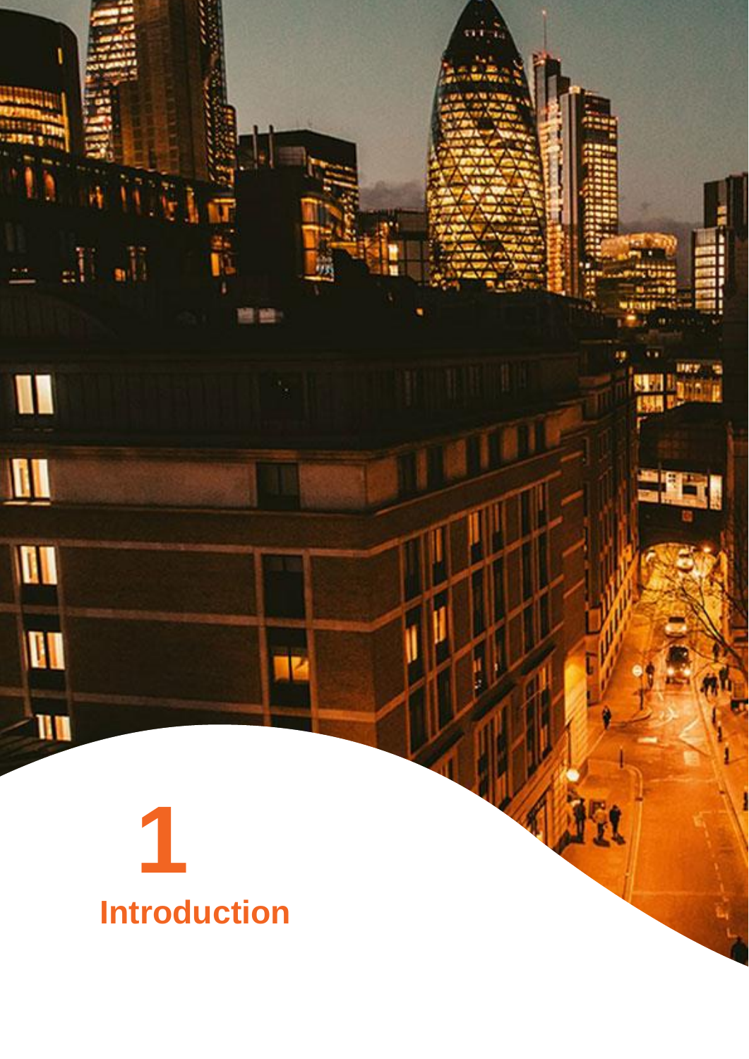# 1

# Introduction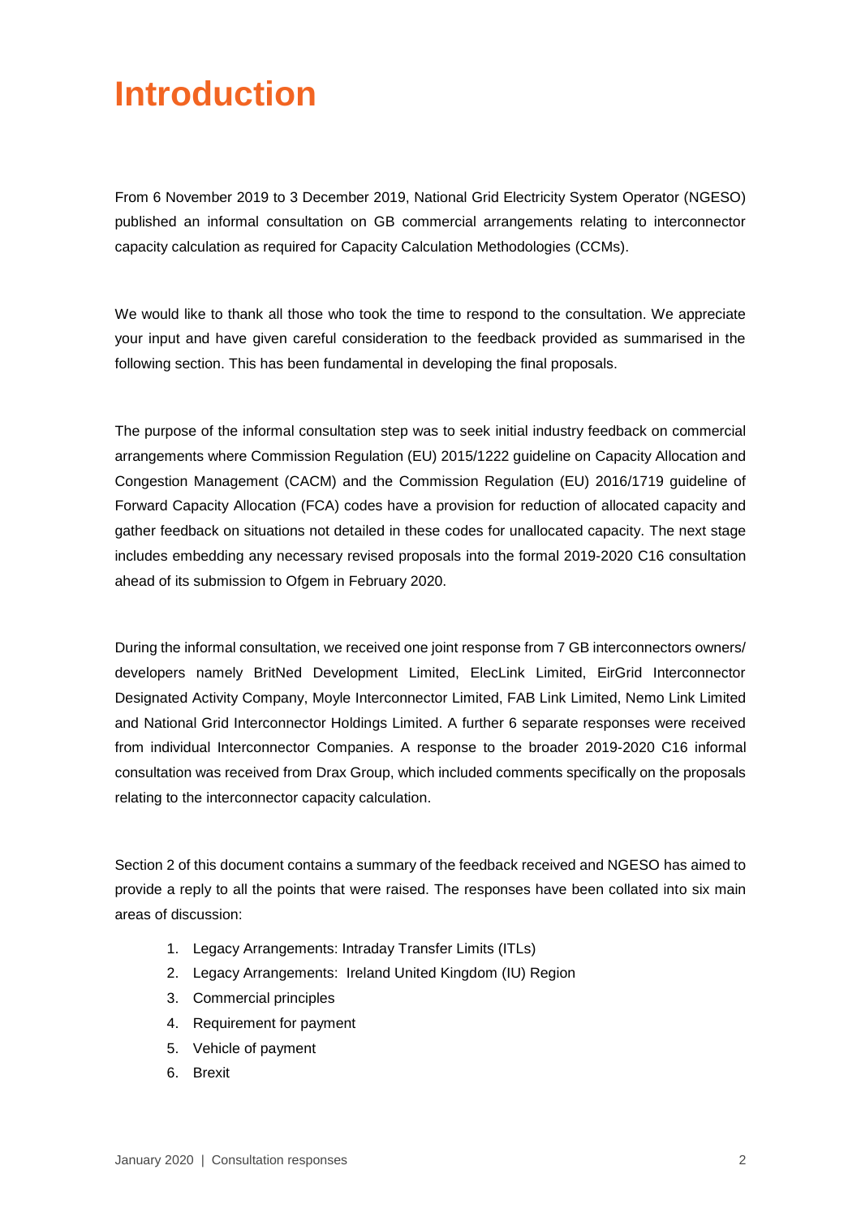# Introduction

From 6 November 2019 to 3 December 2019, National Grid Electricity System Operator (NGESO) published an informal consultation on GB commercial arrangements relating to interconnector capacity calculation as required for Capacity Calculation Methodologies (CCMs).

We would like to thank all those who took the time to respond to the consultation. We appreciate your input and have given careful consideration to the feedback provided as summarised in the following section. This has been fundamental in developing the final proposals.

The purpose of the informal consultation step was to seek initial industry feedback on commercial arrangements where Commission Regulation (EU) 2015/1222 guideline on Capacity Allocation and Congestion Management (CACM) and the Commission Regulation (EU) 2016/1719 guideline of Forward Capacity Allocation (FCA) codes have a provision for reduction of allocated capacity and gather feedback on situations not detailed in these codes for unallocated capacity. The next stage includes embedding any necessary revised proposals into the formal 2019-2020 C16 consultation ahead of its submission to Ofgem in February 2020.

During the informal consultation, we received one joint response from 7 GB interconnectors owners/ developers namely BritNed Development Limited, ElecLink Limited, EirGrid Interconnector Designated Activity Company, Moyle Interconnector Limited, FAB Link Limited, Nemo Link Limited and National Grid Interconnector Holdings Limited. A further 6 separate responses were received from individual Interconnector Companies. A response to the broader 2019-2020 C16 informal consultation was received from Drax Group, which included comments specifically on the proposals relating to the interconnector capacity calculation.

Section 2 of this document contains a summary of the feedback received and NGESO has aimed to provide a reply to all the points that were raised. The responses have been collated into six main areas of discussion:

1. Legacy Arrangements: Intraday Transfer Limits (ITLs)
2. Legacy Arrangements: Ireland United Kingdom (IU) Region
3. Commercial principles
4. Requirement for payment
5. Vehicle of payment
6. Brexit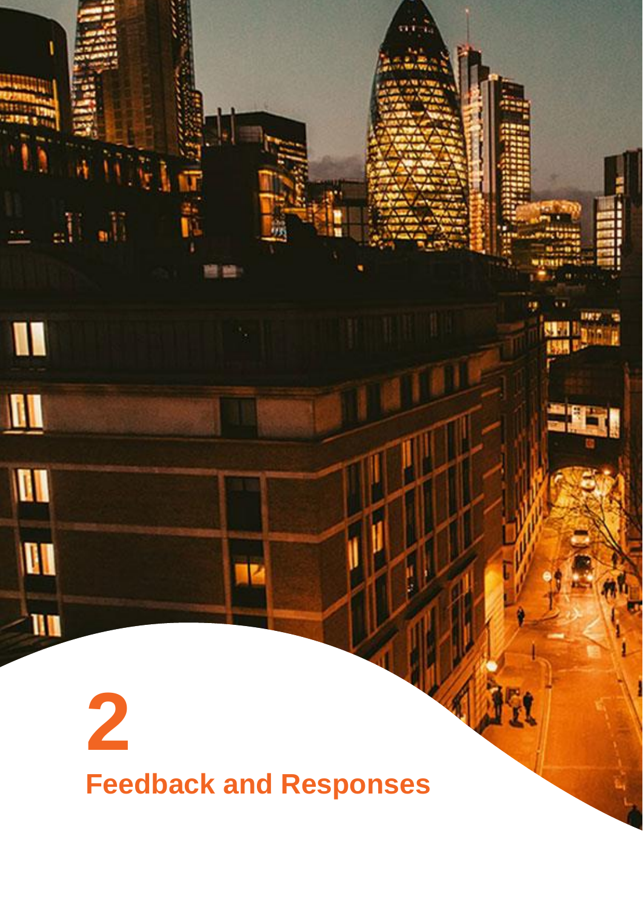# 2

# Feedback and Responses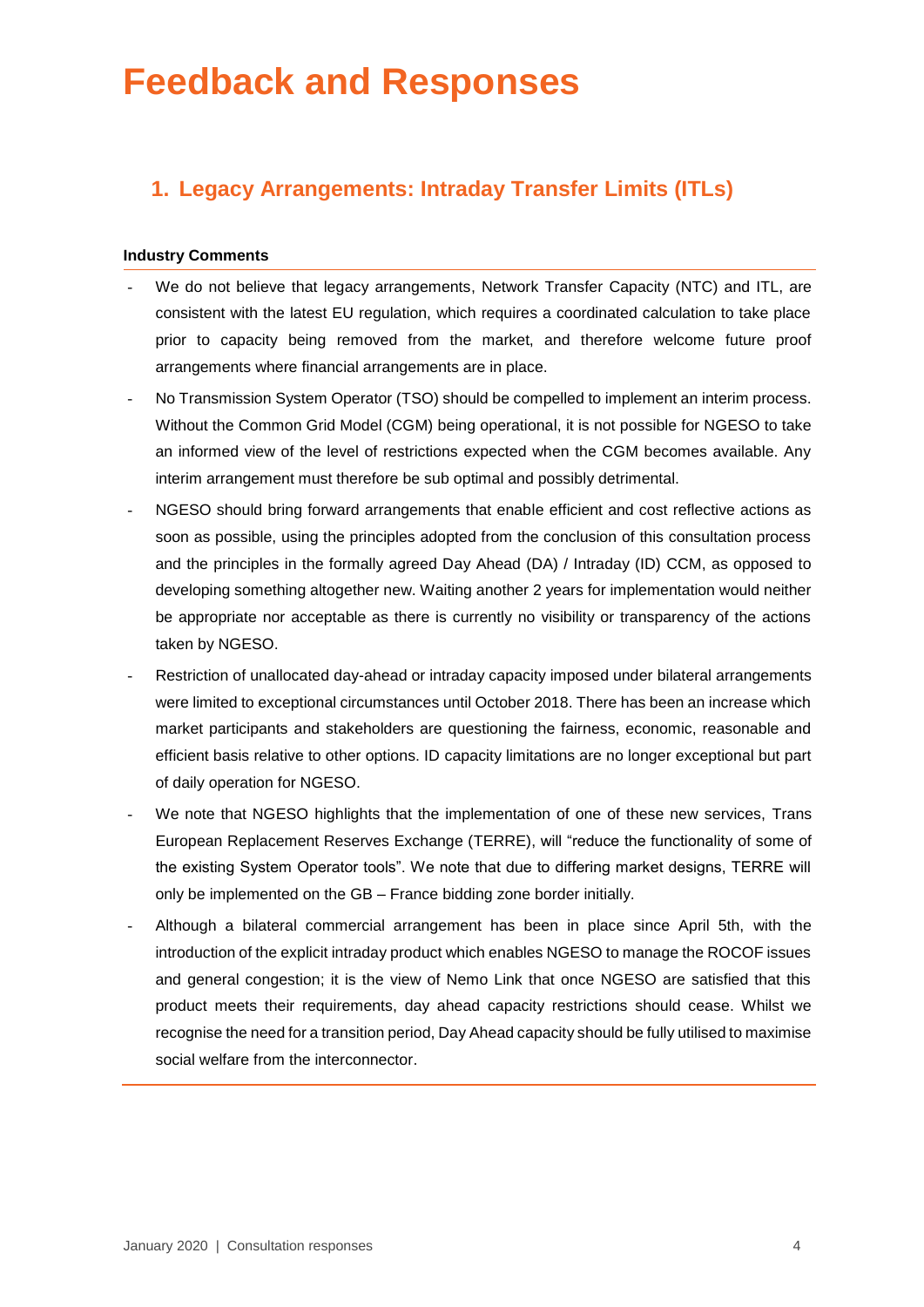# Feedback and Responses

## 1. Legacy Arrangements: Intraday Transfer Limits (ITLs)

**Industry Comments**

- We do not believe that legacy arrangements, Network Transfer Capacity (NTC) and ITL, are consistent with the latest EU regulation, which requires a coordinated calculation to take place prior to capacity being removed from the market, and therefore welcome future proof arrangements where financial arrangements are in place.
- No Transmission System Operator (TSO) should be compelled to implement an interim process. Without the Common Grid Model (CGM) being operational, it is not possible for NGESO to take an informed view of the level of restrictions expected when the CGM becomes available. Any interim arrangement must therefore be sub optimal and possibly detrimental.
- NGESO should bring forward arrangements that enable efficient and cost reflective actions as soon as possible, using the principles adopted from the conclusion of this consultation process and the principles in the formally agreed Day Ahead (DA) / Intraday (ID) CCM, as opposed to developing something altogether new. Waiting another 2 years for implementation would neither be appropriate nor acceptable as there is currently no visibility or transparency of the actions taken by NGESO.
- Restriction of unallocated day-ahead or intraday capacity imposed under bilateral arrangements were limited to exceptional circumstances until October 2018. There has been an increase which market participants and stakeholders are questioning the fairness, economic, reasonable and efficient basis relative to other options. ID capacity limitations are no longer exceptional but part of daily operation for NGESO.
- We note that NGESO highlights that the implementation of one of these new services, Trans European Replacement Reserves Exchange (TERRE), will "reduce the functionality of some of the existing System Operator tools". We note that due to differing market designs, TERRE will only be implemented on the GB – France bidding zone border initially.
- Although a bilateral commercial arrangement has been in place since April 5th, with the introduction of the explicit intraday product which enables NGESO to manage the ROCOF issues and general congestion; it is the view of Nemo Link that once NGESO are satisfied that this product meets their requirements, day ahead capacity restrictions should cease. Whilst we recognise the need for a transition period, Day Ahead capacity should be fully utilised to maximise social welfare from the interconnector.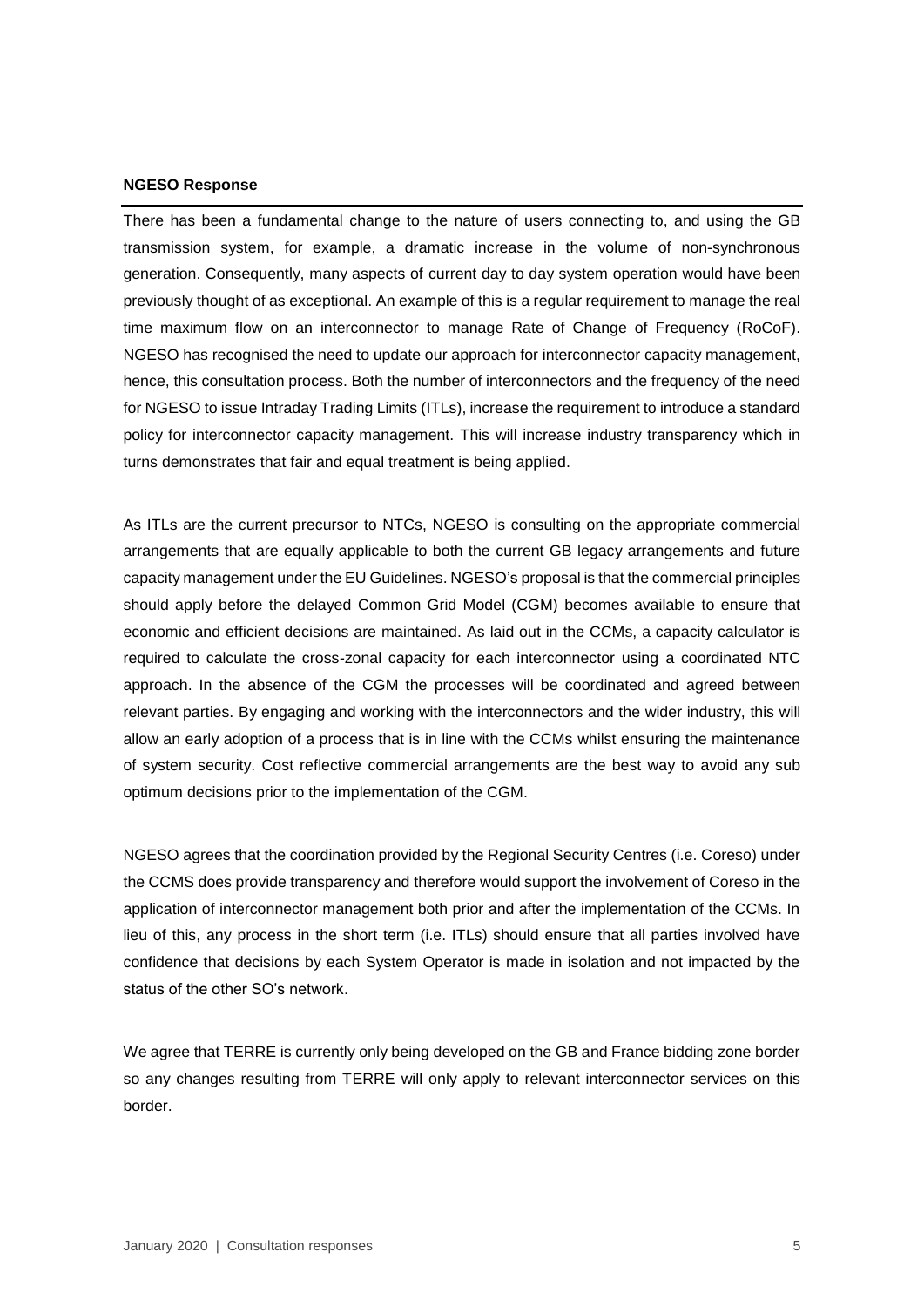**NGESO Response**

There has been a fundamental change to the nature of users connecting to, and using the GB transmission system, for example, a dramatic increase in the volume of non-synchronous generation. Consequently, many aspects of current day to day system operation would have been previously thought of as exceptional. An example of this is a regular requirement to manage the real time maximum flow on an interconnector to manage Rate of Change of Frequency (RoCoF). NGESO has recognised the need to update our approach for interconnector capacity management, hence, this consultation process. Both the number of interconnectors and the frequency of the need for NGESO to issue Intraday Trading Limits (ITLs), increase the requirement to introduce a standard policy for interconnector capacity management. This will increase industry transparency which in turns demonstrates that fair and equal treatment is being applied.

As ITLs are the current precursor to NTCs, NGESO is consulting on the appropriate commercial arrangements that are equally applicable to both the current GB legacy arrangements and future capacity management under the EU Guidelines. NGESO's proposal is that the commercial principles should apply before the delayed Common Grid Model (CGM) becomes available to ensure that economic and efficient decisions are maintained. As laid out in the CCMs, a capacity calculator is required to calculate the cross-zonal capacity for each interconnector using a coordinated NTC approach. In the absence of the CGM the processes will be coordinated and agreed between relevant parties. By engaging and working with the interconnectors and the wider industry, this will allow an early adoption of a process that is in line with the CCMs whilst ensuring the maintenance of system security. Cost reflective commercial arrangements are the best way to avoid any sub optimum decisions prior to the implementation of the CGM.

NGESO agrees that the coordination provided by the Regional Security Centres (i.e. Coreso) under the CCMS does provide transparency and therefore would support the involvement of Coreso in the application of interconnector management both prior and after the implementation of the CCMs. In lieu of this, any process in the short term (i.e. ITLs) should ensure that all parties involved have confidence that decisions by each System Operator is made in isolation and not impacted by the status of the other SO's network.

We agree that TERRE is currently only being developed on the GB and France bidding zone border so any changes resulting from TERRE will only apply to relevant interconnector services on this border.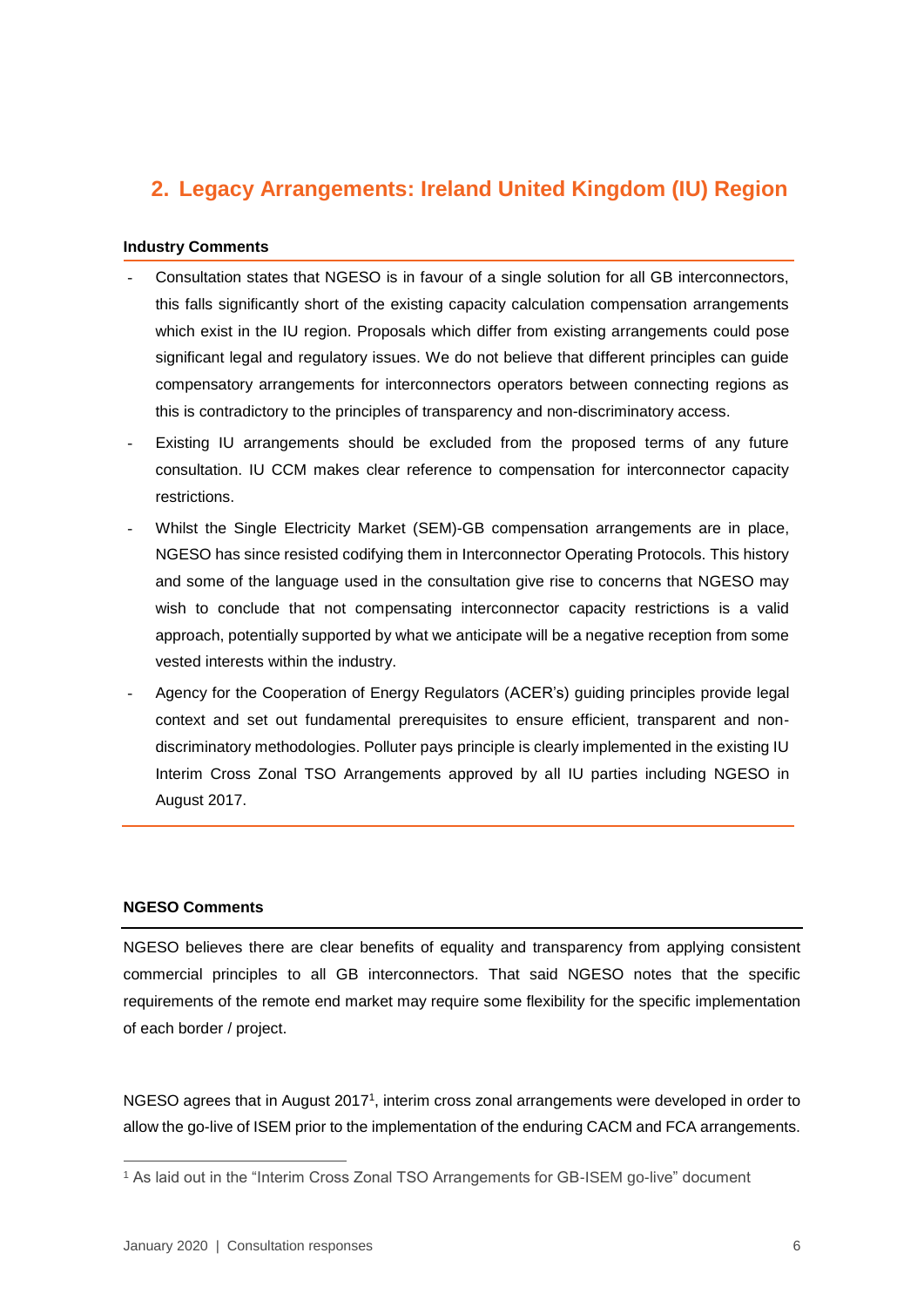## 2. Legacy Arrangements: Ireland United Kingdom (IU) Region

**Industry Comments**

- Consultation states that NGESO is in favour of a single solution for all GB interconnectors, this falls significantly short of the existing capacity calculation compensation arrangements which exist in the IU region. Proposals which differ from existing arrangements could pose significant legal and regulatory issues. We do not believe that different principles can guide compensatory arrangements for interconnectors operators between connecting regions as this is contradictory to the principles of transparency and non-discriminatory access.
- Existing IU arrangements should be excluded from the proposed terms of any future consultation. IU CCM makes clear reference to compensation for interconnector capacity restrictions.
- Whilst the Single Electricity Market (SEM)-GB compensation arrangements are in place, NGESO has since resisted codifying them in Interconnector Operating Protocols. This history and some of the language used in the consultation give rise to concerns that NGESO may wish to conclude that not compensating interconnector capacity restrictions is a valid approach, potentially supported by what we anticipate will be a negative reception from some vested interests within the industry.
- Agency for the Cooperation of Energy Regulators (ACER's) guiding principles provide legal context and set out fundamental prerequisites to ensure efficient, transparent and non-discriminatory methodologies. Polluter pays principle is clearly implemented in the existing IU Interim Cross Zonal TSO Arrangements approved by all IU parties including NGESO in August 2017.

**NGESO Comments**

NGESO believes there are clear benefits of equality and transparency from applying consistent commercial principles to all GB interconnectors. That said NGESO notes that the specific requirements of the remote end market may require some flexibility for the specific implementation of each border / project.

NGESO agrees that in August 2017[1], interim cross zonal arrangements were developed in order to allow the go-live of ISEM prior to the implementation of the enduring CACM and FCA arrangements.

[1] As laid out in the "Interim Cross Zonal TSO Arrangements for GB-ISEM go-live" document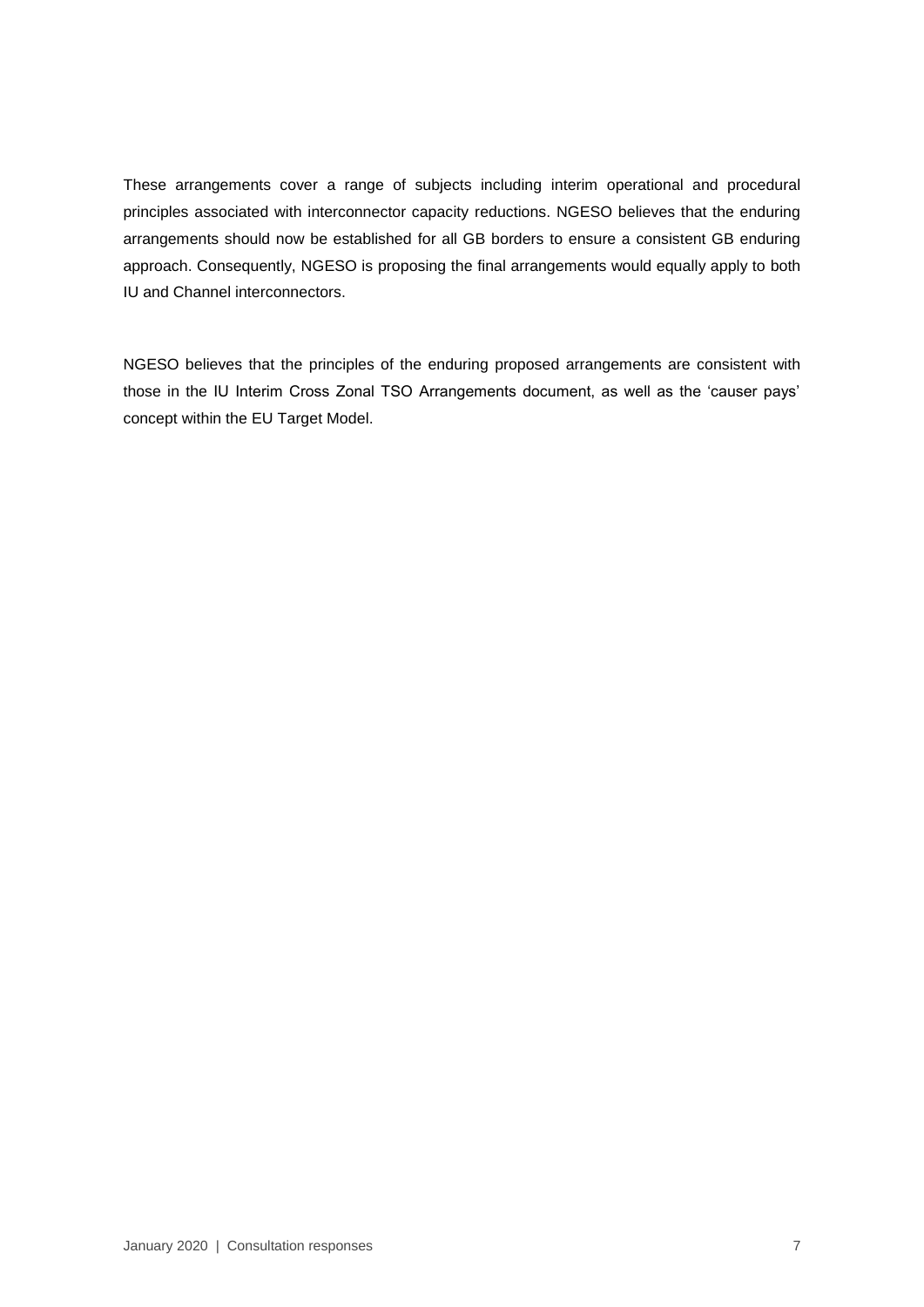These arrangements cover a range of subjects including interim operational and procedural principles associated with interconnector capacity reductions. NGESO believes that the enduring arrangements should now be established for all GB borders to ensure a consistent GB enduring approach. Consequently, NGESO is proposing the final arrangements would equally apply to both IU and Channel interconnectors.

NGESO believes that the principles of the enduring proposed arrangements are consistent with those in the IU Interim Cross Zonal TSO Arrangements document, as well as the 'causer pays' concept within the EU Target Model.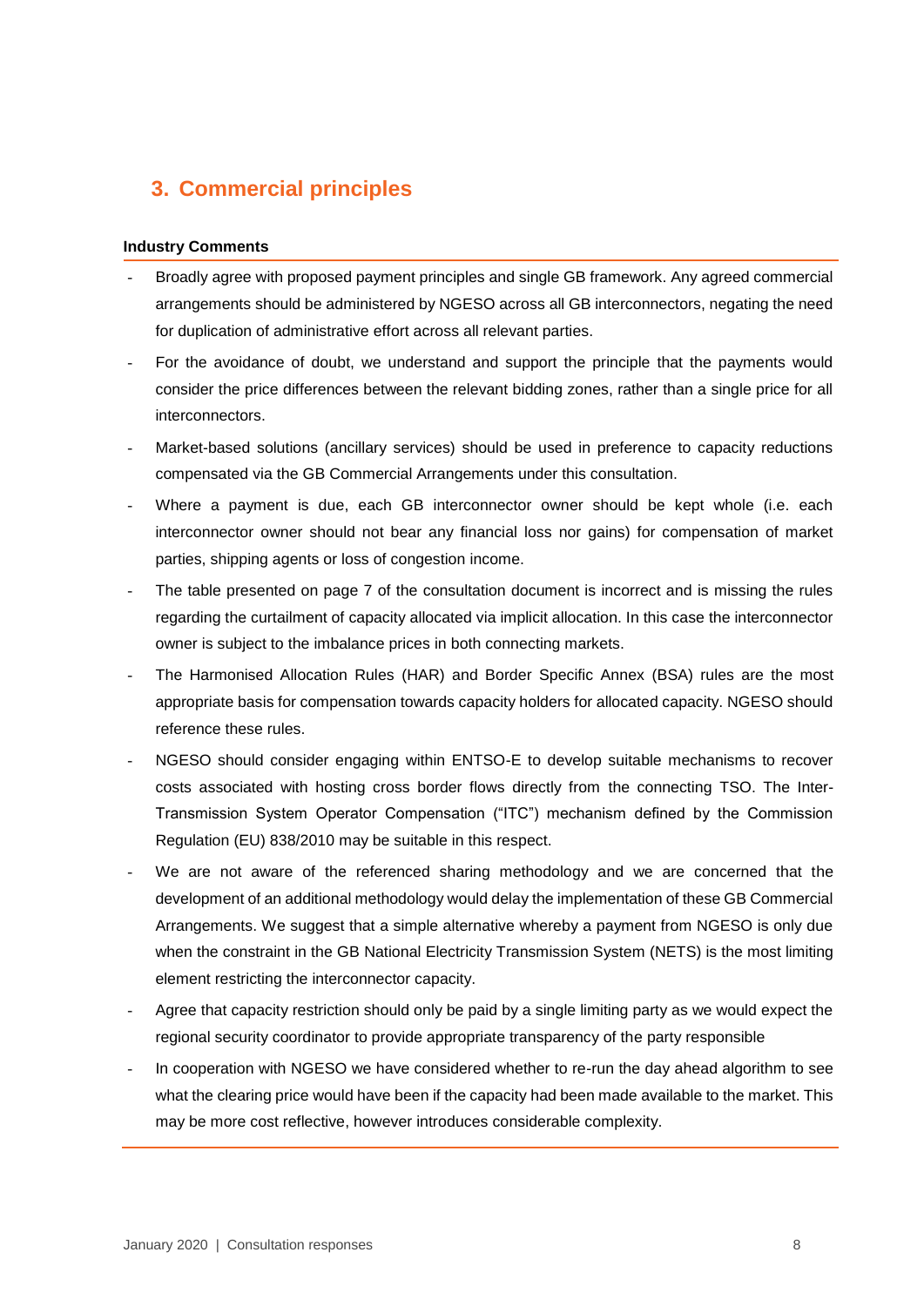## 3. Commercial principles

**Industry Comments**

- Broadly agree with proposed payment principles and single GB framework. Any agreed commercial arrangements should be administered by NGESO across all GB interconnectors, negating the need for duplication of administrative effort across all relevant parties.
- For the avoidance of doubt, we understand and support the principle that the payments would consider the price differences between the relevant bidding zones, rather than a single price for all interconnectors.
- Market-based solutions (ancillary services) should be used in preference to capacity reductions compensated via the GB Commercial Arrangements under this consultation.
- Where a payment is due, each GB interconnector owner should be kept whole (i.e. each interconnector owner should not bear any financial loss nor gains) for compensation of market parties, shipping agents or loss of congestion income.
- The table presented on page 7 of the consultation document is incorrect and is missing the rules regarding the curtailment of capacity allocated via implicit allocation. In this case the interconnector owner is subject to the imbalance prices in both connecting markets.
- The Harmonised Allocation Rules (HAR) and Border Specific Annex (BSA) rules are the most appropriate basis for compensation towards capacity holders for allocated capacity. NGESO should reference these rules.
- NGESO should consider engaging within ENTSO-E to develop suitable mechanisms to recover costs associated with hosting cross border flows directly from the connecting TSO. The Inter-Transmission System Operator Compensation ("ITC") mechanism defined by the Commission Regulation (EU) 838/2010 may be suitable in this respect.
- We are not aware of the referenced sharing methodology and we are concerned that the development of an additional methodology would delay the implementation of these GB Commercial Arrangements. We suggest that a simple alternative whereby a payment from NGESO is only due when the constraint in the GB National Electricity Transmission System (NETS) is the most limiting element restricting the interconnector capacity.
- Agree that capacity restriction should only be paid by a single limiting party as we would expect the regional security coordinator to provide appropriate transparency of the party responsible
- In cooperation with NGESO we have considered whether to re-run the day ahead algorithm to see what the clearing price would have been if the capacity had been made available to the market. This may be more cost reflective, however introduces considerable complexity.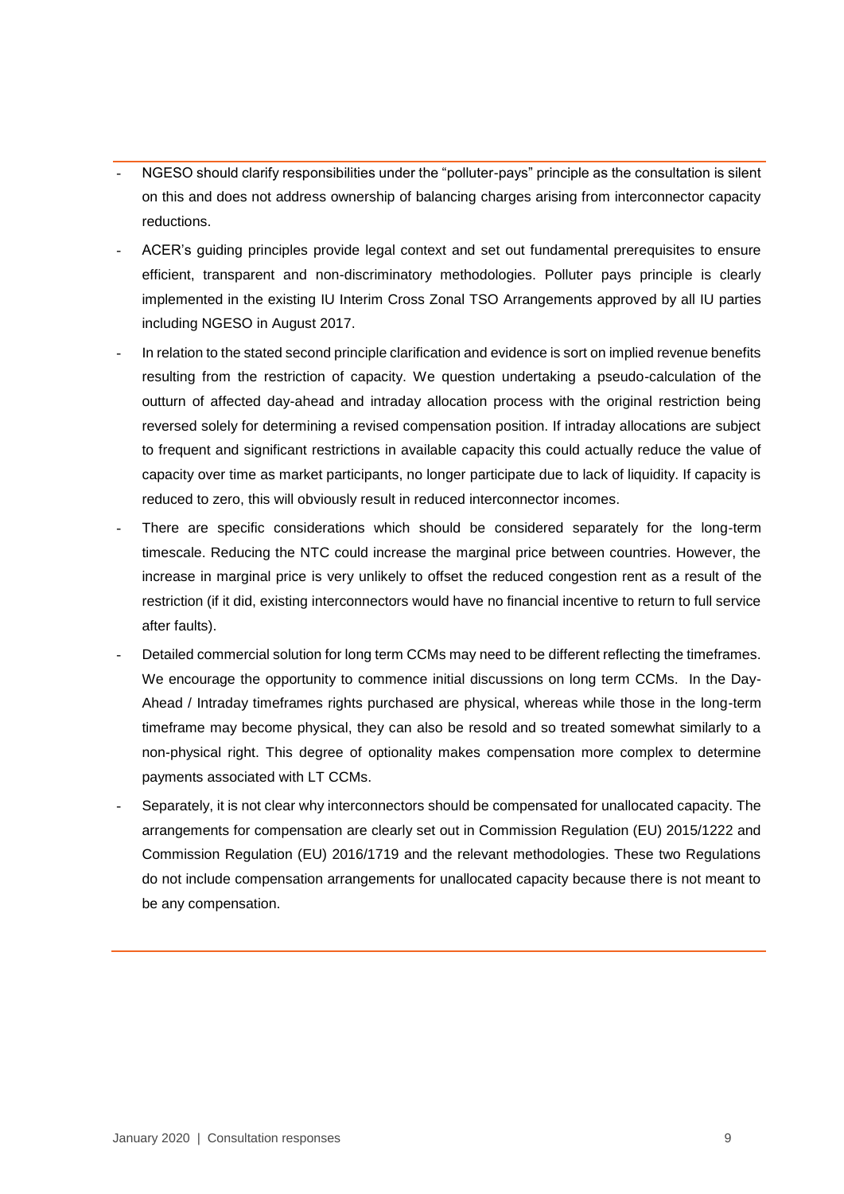- NGESO should clarify responsibilities under the "polluter-pays" principle as the consultation is silent on this and does not address ownership of balancing charges arising from interconnector capacity reductions.
- ACER's guiding principles provide legal context and set out fundamental prerequisites to ensure efficient, transparent and non-discriminatory methodologies. Polluter pays principle is clearly implemented in the existing IU Interim Cross Zonal TSO Arrangements approved by all IU parties including NGESO in August 2017.
- In relation to the stated second principle clarification and evidence is sort on implied revenue benefits resulting from the restriction of capacity. We question undertaking a pseudo-calculation of the outturn of affected day-ahead and intraday allocation process with the original restriction being reversed solely for determining a revised compensation position. If intraday allocations are subject to frequent and significant restrictions in available capacity this could actually reduce the value of capacity over time as market participants, no longer participate due to lack of liquidity. If capacity is reduced to zero, this will obviously result in reduced interconnector incomes.
- There are specific considerations which should be considered separately for the long-term timescale. Reducing the NTC could increase the marginal price between countries. However, the increase in marginal price is very unlikely to offset the reduced congestion rent as a result of the restriction (if it did, existing interconnectors would have no financial incentive to return to full service after faults).
- Detailed commercial solution for long term CCMs may need to be different reflecting the timeframes. We encourage the opportunity to commence initial discussions on long term CCMs. In the Day-Ahead / Intraday timeframes rights purchased are physical, whereas while those in the long-term timeframe may become physical, they can also be resold and so treated somewhat similarly to a non-physical right. This degree of optionality makes compensation more complex to determine payments associated with LT CCMs.
- Separately, it is not clear why interconnectors should be compensated for unallocated capacity. The arrangements for compensation are clearly set out in Commission Regulation (EU) 2015/1222 and Commission Regulation (EU) 2016/1719 and the relevant methodologies. These two Regulations do not include compensation arrangements for unallocated capacity because there is not meant to be any compensation.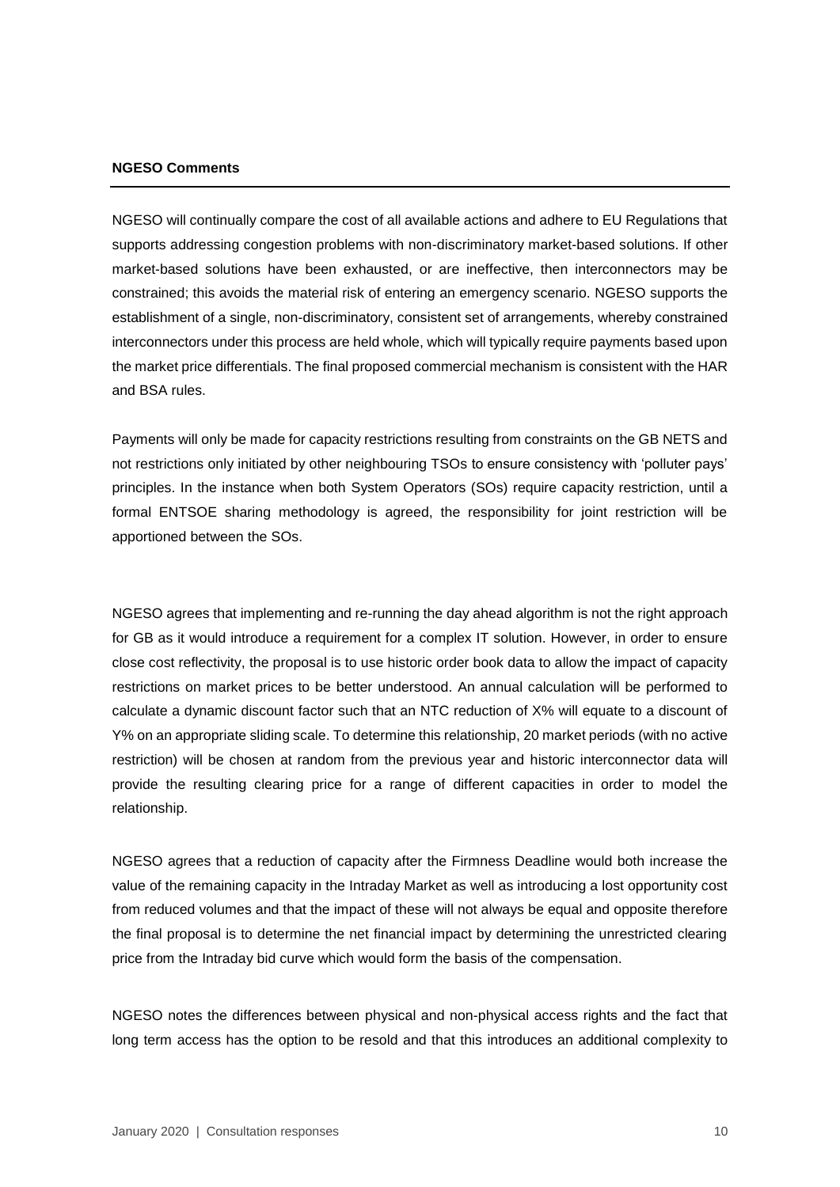**NGESO Comments**

NGESO will continually compare the cost of all available actions and adhere to EU Regulations that supports addressing congestion problems with non-discriminatory market-based solutions. If other market-based solutions have been exhausted, or are ineffective, then interconnectors may be constrained; this avoids the material risk of entering an emergency scenario. NGESO supports the establishment of a single, non-discriminatory, consistent set of arrangements, whereby constrained interconnectors under this process are held whole, which will typically require payments based upon the market price differentials. The final proposed commercial mechanism is consistent with the HAR and BSA rules.

Payments will only be made for capacity restrictions resulting from constraints on the GB NETS and not restrictions only initiated by other neighbouring TSOs to ensure consistency with 'polluter pays' principles. In the instance when both System Operators (SOs) require capacity restriction, until a formal ENTSOE sharing methodology is agreed, the responsibility for joint restriction will be apportioned between the SOs.

NGESO agrees that implementing and re-running the day ahead algorithm is not the right approach for GB as it would introduce a requirement for a complex IT solution. However, in order to ensure close cost reflectivity, the proposal is to use historic order book data to allow the impact of capacity restrictions on market prices to be better understood. An annual calculation will be performed to calculate a dynamic discount factor such that an NTC reduction of X% will equate to a discount of Y% on an appropriate sliding scale. To determine this relationship, 20 market periods (with no active restriction) will be chosen at random from the previous year and historic interconnector data will provide the resulting clearing price for a range of different capacities in order to model the relationship.

NGESO agrees that a reduction of capacity after the Firmness Deadline would both increase the value of the remaining capacity in the Intraday Market as well as introducing a lost opportunity cost from reduced volumes and that the impact of these will not always be equal and opposite therefore the final proposal is to determine the net financial impact by determining the unrestricted clearing price from the Intraday bid curve which would form the basis of the compensation.

NGESO notes the differences between physical and non-physical access rights and the fact that long term access has the option to be resold and that this introduces an additional complexity to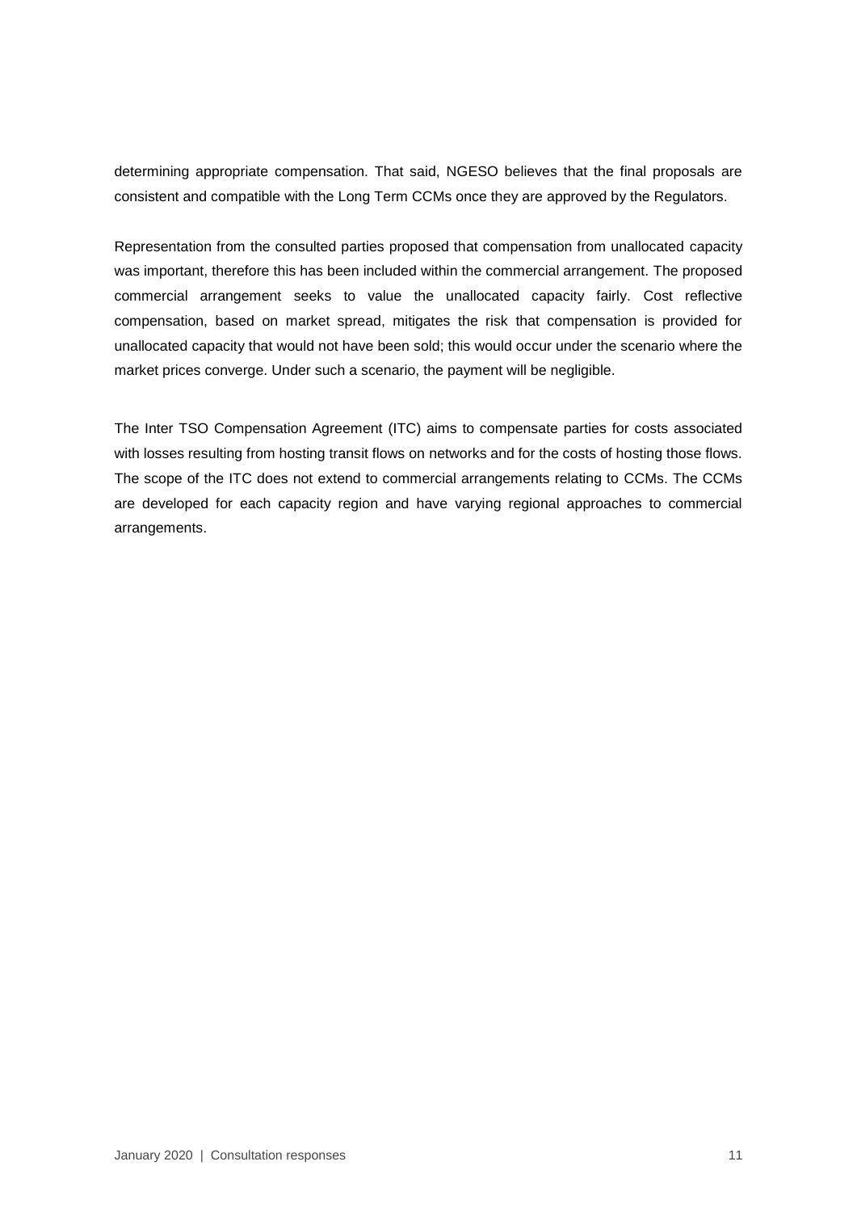determining appropriate compensation. That said, NGESO believes that the final proposals are consistent and compatible with the Long Term CCMs once they are approved by the Regulators.

Representation from the consulted parties proposed that compensation from unallocated capacity was important, therefore this has been included within the commercial arrangement. The proposed commercial arrangement seeks to value the unallocated capacity fairly. Cost reflective compensation, based on market spread, mitigates the risk that compensation is provided for unallocated capacity that would not have been sold; this would occur under the scenario where the market prices converge. Under such a scenario, the payment will be negligible.

The Inter TSO Compensation Agreement (ITC) aims to compensate parties for costs associated with losses resulting from hosting transit flows on networks and for the costs of hosting those flows. The scope of the ITC does not extend to commercial arrangements relating to CCMs. The CCMs are developed for each capacity region and have varying regional approaches to commercial arrangements.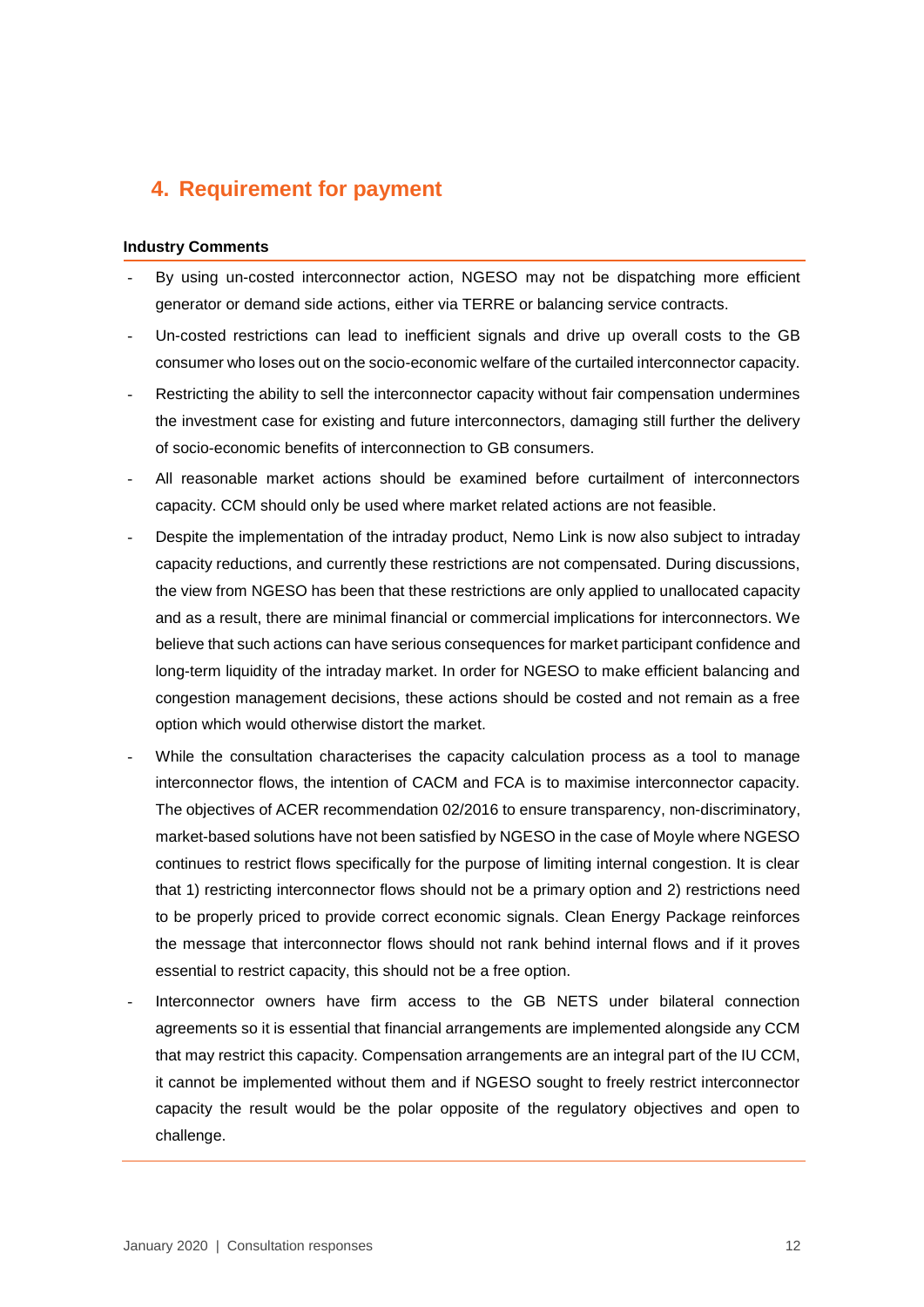## 4. Requirement for payment

**Industry Comments**

- By using un-costed interconnector action, NGESO may not be dispatching more efficient generator or demand side actions, either via TERRE or balancing service contracts.
- Un-costed restrictions can lead to inefficient signals and drive up overall costs to the GB consumer who loses out on the socio-economic welfare of the curtailed interconnector capacity.
- Restricting the ability to sell the interconnector capacity without fair compensation undermines the investment case for existing and future interconnectors, damaging still further the delivery of socio-economic benefits of interconnection to GB consumers.
- All reasonable market actions should be examined before curtailment of interconnectors capacity. CCM should only be used where market related actions are not feasible.
- Despite the implementation of the intraday product, Nemo Link is now also subject to intraday capacity reductions, and currently these restrictions are not compensated. During discussions, the view from NGESO has been that these restrictions are only applied to unallocated capacity and as a result, there are minimal financial or commercial implications for interconnectors. We believe that such actions can have serious consequences for market participant confidence and long-term liquidity of the intraday market. In order for NGESO to make efficient balancing and congestion management decisions, these actions should be costed and not remain as a free option which would otherwise distort the market.
- While the consultation characterises the capacity calculation process as a tool to manage interconnector flows, the intention of CACM and FCA is to maximise interconnector capacity. The objectives of ACER recommendation 02/2016 to ensure transparency, non-discriminatory, market-based solutions have not been satisfied by NGESO in the case of Moyle where NGESO continues to restrict flows specifically for the purpose of limiting internal congestion. It is clear that 1) restricting interconnector flows should not be a primary option and 2) restrictions need to be properly priced to provide correct economic signals. Clean Energy Package reinforces the message that interconnector flows should not rank behind internal flows and if it proves essential to restrict capacity, this should not be a free option.
- Interconnector owners have firm access to the GB NETS under bilateral connection agreements so it is essential that financial arrangements are implemented alongside any CCM that may restrict this capacity. Compensation arrangements are an integral part of the IU CCM, it cannot be implemented without them and if NGESO sought to freely restrict interconnector capacity the result would be the polar opposite of the regulatory objectives and open to challenge.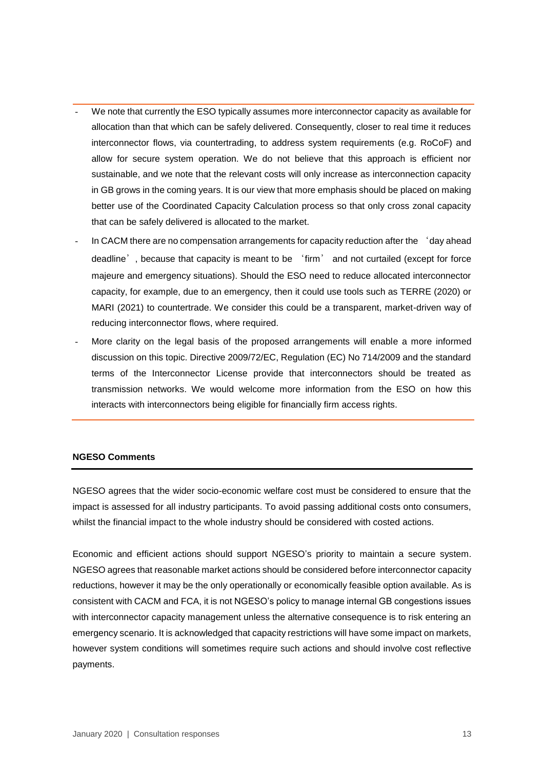- We note that currently the ESO typically assumes more interconnector capacity as available for allocation than that which can be safely delivered. Consequently, closer to real time it reduces interconnector flows, via countertrading, to address system requirements (e.g. RoCoF) and allow for secure system operation. We do not believe that this approach is efficient nor sustainable, and we note that the relevant costs will only increase as interconnection capacity in GB grows in the coming years. It is our view that more emphasis should be placed on making better use of the Coordinated Capacity Calculation process so that only cross zonal capacity that can be safely delivered is allocated to the market.
- In CACM there are no compensation arrangements for capacity reduction after the 'day ahead deadline', because that capacity is meant to be 'firm' and not curtailed (except for force majeure and emergency situations). Should the ESO need to reduce allocated interconnector capacity, for example, due to an emergency, then it could use tools such as TERRE (2020) or MARI (2021) to countertrade. We consider this could be a transparent, market-driven way of reducing interconnector flows, where required.
- More clarity on the legal basis of the proposed arrangements will enable a more informed discussion on this topic. Directive 2009/72/EC, Regulation (EC) No 714/2009 and the standard terms of the Interconnector License provide that interconnectors should be treated as transmission networks. We would welcome more information from the ESO on how this interacts with interconnectors being eligible for financially firm access rights.

**NGESO Comments**

NGESO agrees that the wider socio-economic welfare cost must be considered to ensure that the impact is assessed for all industry participants. To avoid passing additional costs onto consumers, whilst the financial impact to the whole industry should be considered with costed actions.

Economic and efficient actions should support NGESO's priority to maintain a secure system. NGESO agrees that reasonable market actions should be considered before interconnector capacity reductions, however it may be the only operationally or economically feasible option available. As is consistent with CACM and FCA, it is not NGESO's policy to manage internal GB congestions issues with interconnector capacity management unless the alternative consequence is to risk entering an emergency scenario. It is acknowledged that capacity restrictions will have some impact on markets, however system conditions will sometimes require such actions and should involve cost reflective payments.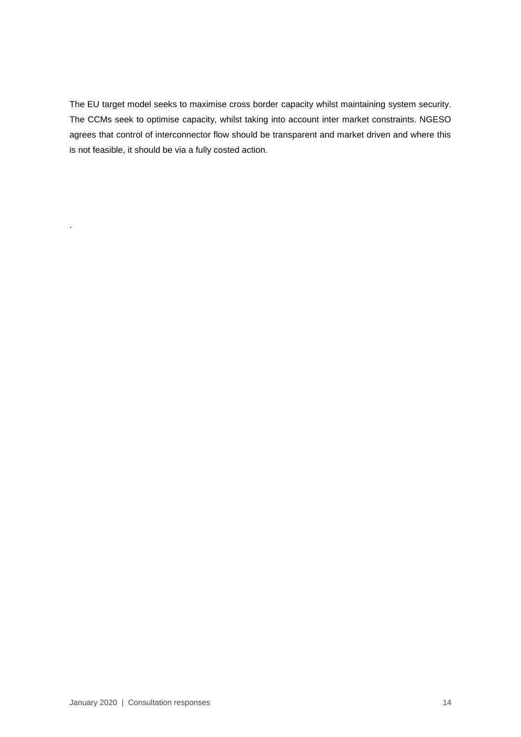The EU target model seeks to maximise cross border capacity whilst maintaining system security. The CCMs seek to optimise capacity, whilst taking into account inter market constraints. NGESO agrees that control of interconnector flow should be transparent and market driven and where this is not feasible, it should be via a fully costed action.

.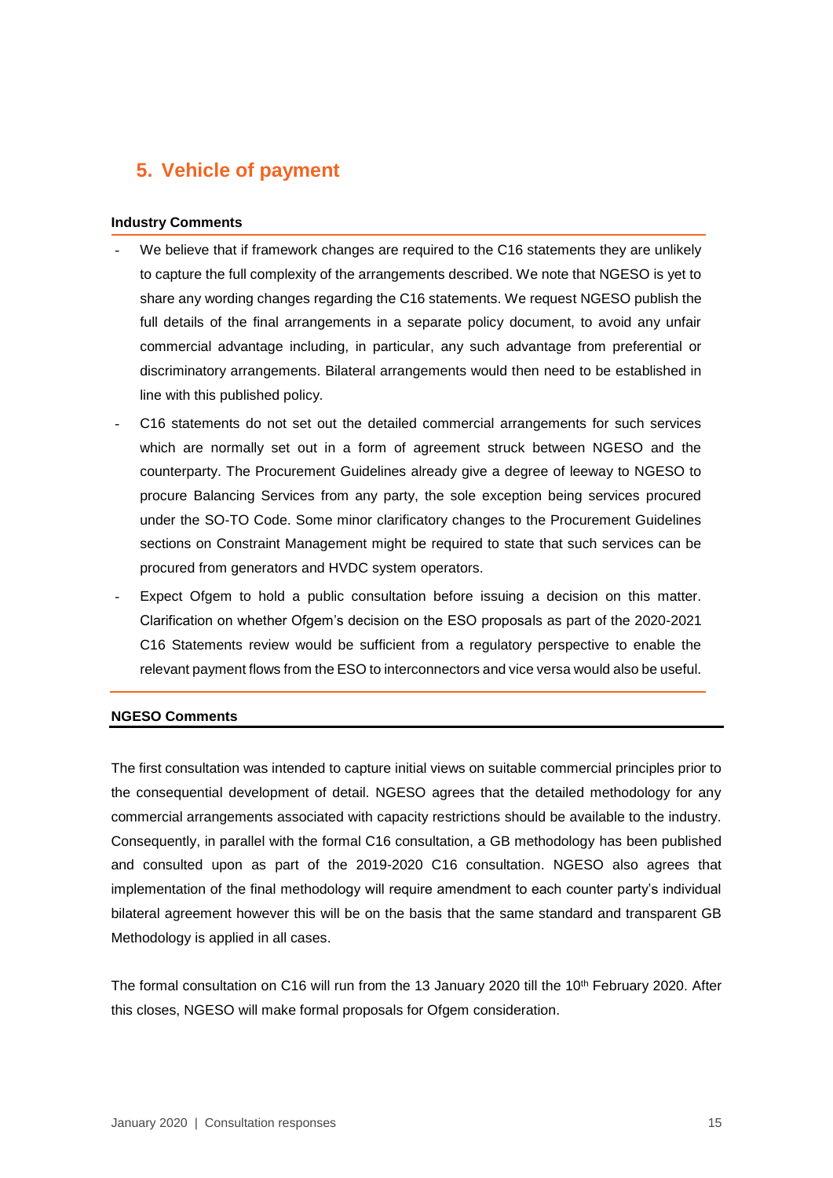## 5. Vehicle of payment

**Industry Comments**

- We believe that if framework changes are required to the C16 statements they are unlikely to capture the full complexity of the arrangements described. We note that NGESO is yet to share any wording changes regarding the C16 statements. We request NGESO publish the full details of the final arrangements in a separate policy document, to avoid any unfair commercial advantage including, in particular, any such advantage from preferential or discriminatory arrangements. Bilateral arrangements would then need to be established in line with this published policy.
- C16 statements do not set out the detailed commercial arrangements for such services which are normally set out in a form of agreement struck between NGESO and the counterparty. The Procurement Guidelines already give a degree of leeway to NGESO to procure Balancing Services from any party, the sole exception being services procured under the SO-TO Code. Some minor clarificatory changes to the Procurement Guidelines sections on Constraint Management might be required to state that such services can be procured from generators and HVDC system operators.
- Expect Ofgem to hold a public consultation before issuing a decision on this matter. Clarification on whether Ofgem's decision on the ESO proposals as part of the 2020-2021 C16 Statements review would be sufficient from a regulatory perspective to enable the relevant payment flows from the ESO to interconnectors and vice versa would also be useful.

**NGESO Comments**

The first consultation was intended to capture initial views on suitable commercial principles prior to the consequential development of detail. NGESO agrees that the detailed methodology for any commercial arrangements associated with capacity restrictions should be available to the industry. Consequently, in parallel with the formal C16 consultation, a GB methodology has been published and consulted upon as part of the 2019-2020 C16 consultation. NGESO also agrees that implementation of the final methodology will require amendment to each counter party's individual bilateral agreement however this will be on the basis that the same standard and transparent GB Methodology is applied in all cases.

The formal consultation on C16 will run from the 13 January 2020 till the 10th February 2020. After this closes, NGESO will make formal proposals for Ofgem consideration.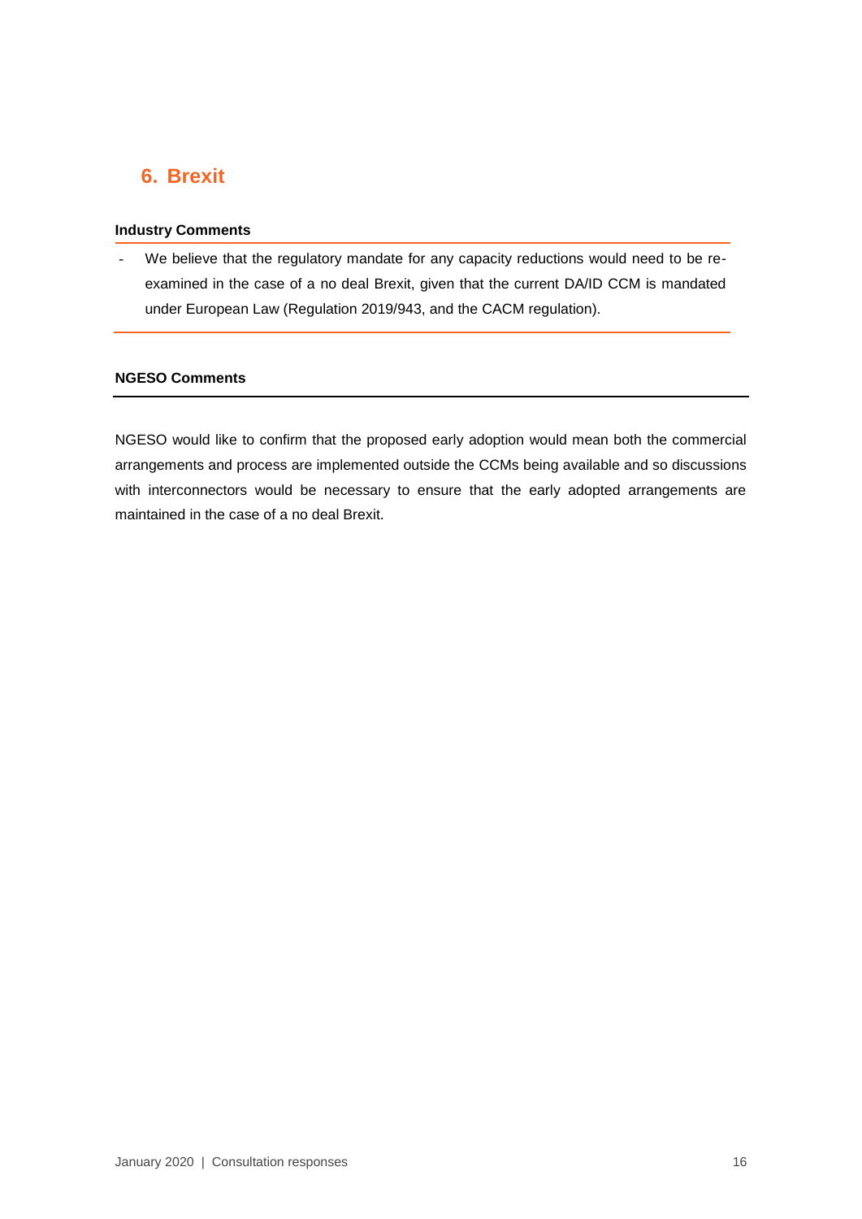## 6. Brexit

**Industry Comments**

- We believe that the regulatory mandate for any capacity reductions would need to be re-examined in the case of a no deal Brexit, given that the current DA/ID CCM is mandated under European Law (Regulation 2019/943, and the CACM regulation).

**NGESO Comments**

NGESO would like to confirm that the proposed early adoption would mean both the commercial arrangements and process are implemented outside the CCMs being available and so discussions with interconnectors would be necessary to ensure that the early adopted arrangements are maintained in the case of a no deal Brexit.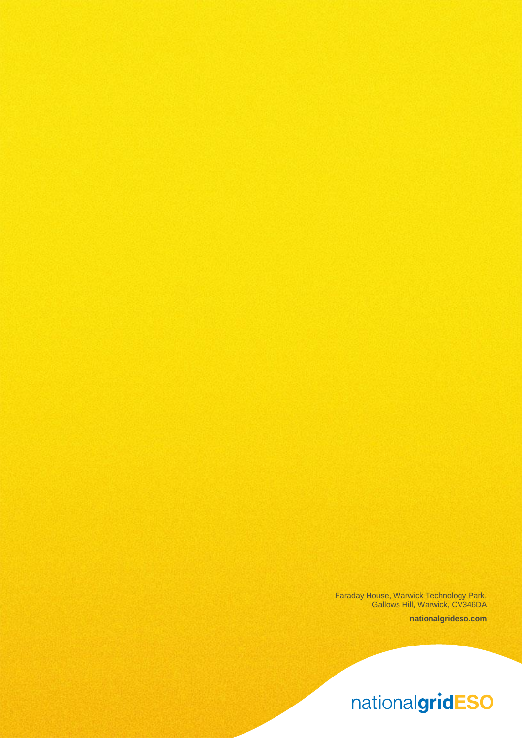Faraday House, Warwick Technology Park,
Gallows Hill, Warwick, CV346DA

**nationalgrideso.com**

nationalgridESO